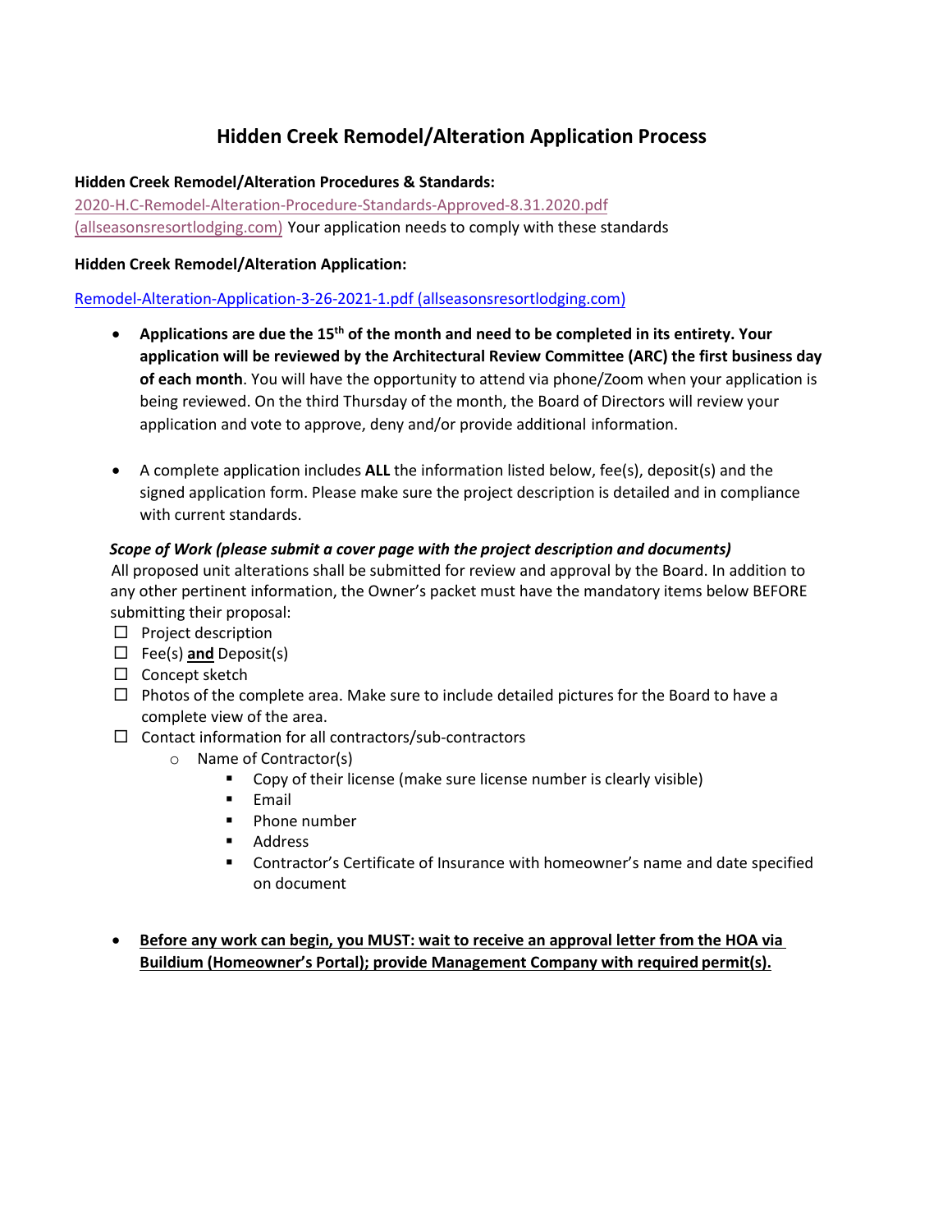# Hidden Creek Remodel/Alteration Application Process

**Hidden Creek Remodel/Alteration Procedures & Standards:**

2020-H.C-Remodel-Alteration-Procedure-Standards-Approved-8.31.2020.pdf (allseasonsresortlodging.com) Your application needs to comply with these standards

**Hidden Creek Remodel/Alteration Application:**

Remodel-Alteration-Application-3-26-2021-1.pdf (allseasonsresortlodging.com)

- **Applications are due the 15th of the month and need to be completed in its entirety. Your application will be reviewed by the Architectural Review Committee (ARC) the first business day of each month**. You will have the opportunity to attend via phone/Zoom when your application is being reviewed. On the third Thursday of the month, the Board of Directors will review your application and vote to approve, deny and/or provide additional information.

- A complete application includes **ALL** the information listed below, fee(s), deposit(s) and the signed application form. Please make sure the project description is detailed and in compliance with current standards.

***Scope of Work (please submit a cover page with the project description and documents)***

All proposed unit alterations shall be submitted for review and approval by the Board. In addition to any other pertinent information, the Owner's packet must have the mandatory items below BEFORE submitting their proposal:

- ☐ Project description
- ☐ Fee(s) **<u>and</u>** Deposit(s)
- ☐ Concept sketch
- ☐ Photos of the complete area. Make sure to include detailed pictures for the Board to have a complete view of the area.
- ☐ Contact information for all contractors/sub-contractors
  - Name of Contractor(s)
    - Copy of their license (make sure license number is clearly visible)
    - Email
    - Phone number
    - Address
    - Contractor's Certificate of Insurance with homeowner's name and date specified on document

- **<u>Before any work can begin, you MUST: wait to receive an approval letter from the HOA via Buildium (Homeowner's Portal); provide Management Company with required permit(s).</u>**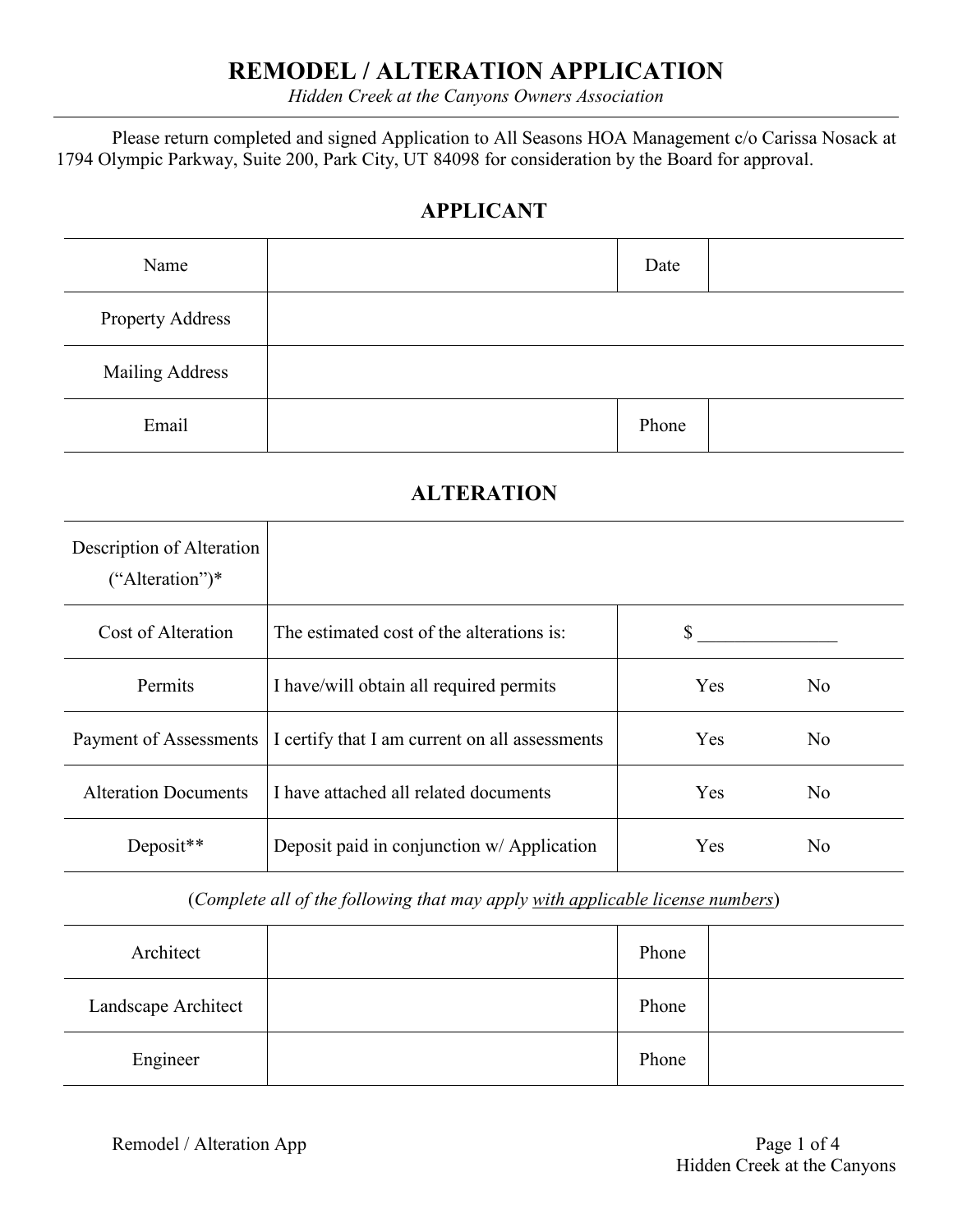# REMODEL / ALTERATION APPLICATION

*Hidden Creek at the Canyons Owners Association*

Please return completed and signed Application to All Seasons HOA Management c/o Carissa Nosack at 1794 Olympic Parkway, Suite 200, Park City, UT 84098 for consideration by the Board for approval.

## APPLICANT

| | | | |
|---|---|---|---|
| Name | | Date | |
| Property Address | | | |
| Mailing Address | | | |
| Email | | Phone | |

## ALTERATION

| | | | |
|---|---|---|---|
| Description of Alteration ("Alteration")* | | | |
| Cost of Alteration | The estimated cost of the alterations is: | $ _______________ | |
| Permits | I have/will obtain all required permits | Yes | No |
| Payment of Assessments | I certify that I am current on all assessments | Yes | No |
| Alteration Documents | I have attached all related documents | Yes | No |
| Deposit** | Deposit paid in conjunction w/ Application | Yes | No |

(*Complete all of the following that may apply* <u>*with applicable license numbers*</u>)

| | | | |
|---|---|---|---|
| Architect | | Phone | |
| Landscape Architect | | Phone | |
| Engineer | | Phone | |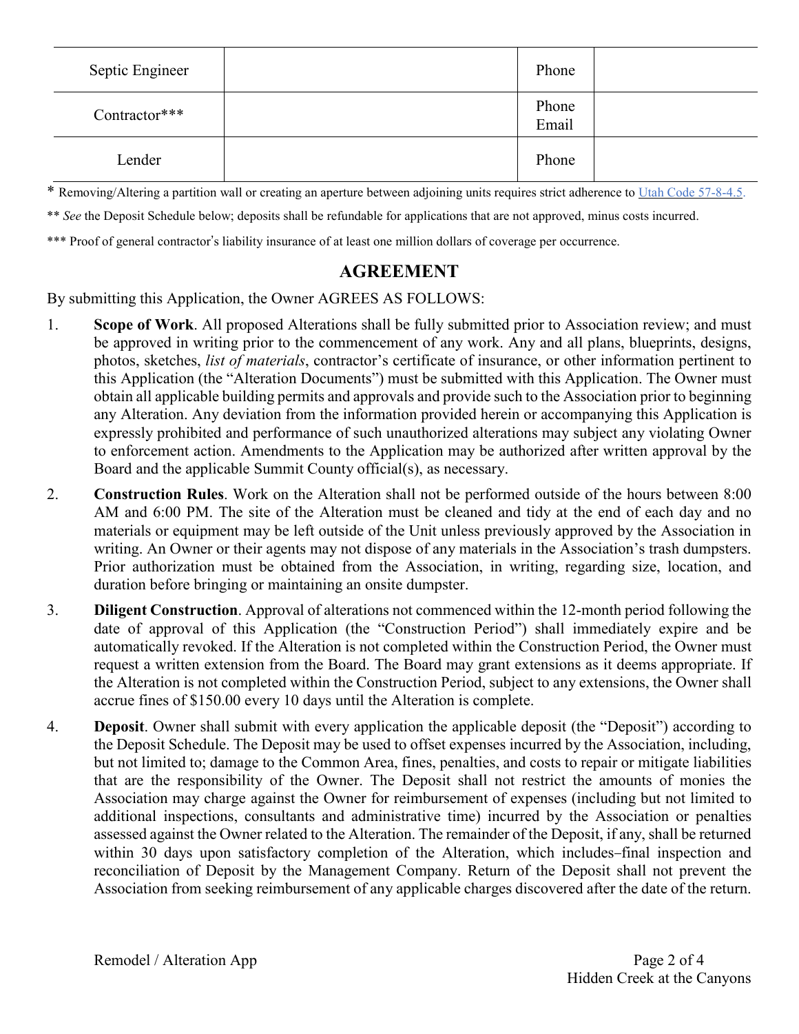| Septic Engineer | | Phone | |
| --- | --- | --- | --- |
| Contractor*** | | Phone<br>Email | |
| Lender | | Phone | |

* Removing/Altering a partition wall or creating an aperture between adjoining units requires strict adherence to [Utah Code 57-8-4.5](Utah Code 57-8-4.5).

** *See* the Deposit Schedule below; deposits shall be refundable for applications that are not approved, minus costs incurred.

*** Proof of general contractor's liability insurance of at least one million dollars of coverage per occurrence.

## AGREEMENT

By submitting this Application, the Owner AGREES AS FOLLOWS:

1. **Scope of Work**. All proposed Alterations shall be fully submitted prior to Association review; and must be approved in writing prior to the commencement of any work. Any and all plans, blueprints, designs, photos, sketches, *list of materials*, contractor's certificate of insurance, or other information pertinent to this Application (the "Alteration Documents") must be submitted with this Application. The Owner must obtain all applicable building permits and approvals and provide such to the Association prior to beginning any Alteration. Any deviation from the information provided herein or accompanying this Application is expressly prohibited and performance of such unauthorized alterations may subject any violating Owner to enforcement action. Amendments to the Application may be authorized after written approval by the Board and the applicable Summit County official(s), as necessary.

2. **Construction Rules**. Work on the Alteration shall not be performed outside of the hours between 8:00 AM and 6:00 PM. The site of the Alteration must be cleaned and tidy at the end of each day and no materials or equipment may be left outside of the Unit unless previously approved by the Association in writing. An Owner or their agents may not dispose of any materials in the Association's trash dumpsters. Prior authorization must be obtained from the Association, in writing, regarding size, location, and duration before bringing or maintaining an onsite dumpster.

3. **Diligent Construction**. Approval of alterations not commenced within the 12-month period following the date of approval of this Application (the "Construction Period") shall immediately expire and be automatically revoked. If the Alteration is not completed within the Construction Period, the Owner must request a written extension from the Board. The Board may grant extensions as it deems appropriate. If the Alteration is not completed within the Construction Period, subject to any extensions, the Owner shall accrue fines of $150.00 every 10 days until the Alteration is complete.

4. **Deposit**. Owner shall submit with every application the applicable deposit (the "Deposit") according to the Deposit Schedule. The Deposit may be used to offset expenses incurred by the Association, including, but not limited to; damage to the Common Area, fines, penalties, and costs to repair or mitigate liabilities that are the responsibility of the Owner. The Deposit shall not restrict the amounts of monies the Association may charge against the Owner for reimbursement of expenses (including but not limited to additional inspections, consultants and administrative time) incurred by the Association or penalties assessed against the Owner related to the Alteration. The remainder of the Deposit, if any, shall be returned within 30 days upon satisfactory completion of the Alteration, which includes–final inspection and reconciliation of Deposit by the Management Company. Return of the Deposit shall not prevent the Association from seeking reimbursement of any applicable charges discovered after the date of the return.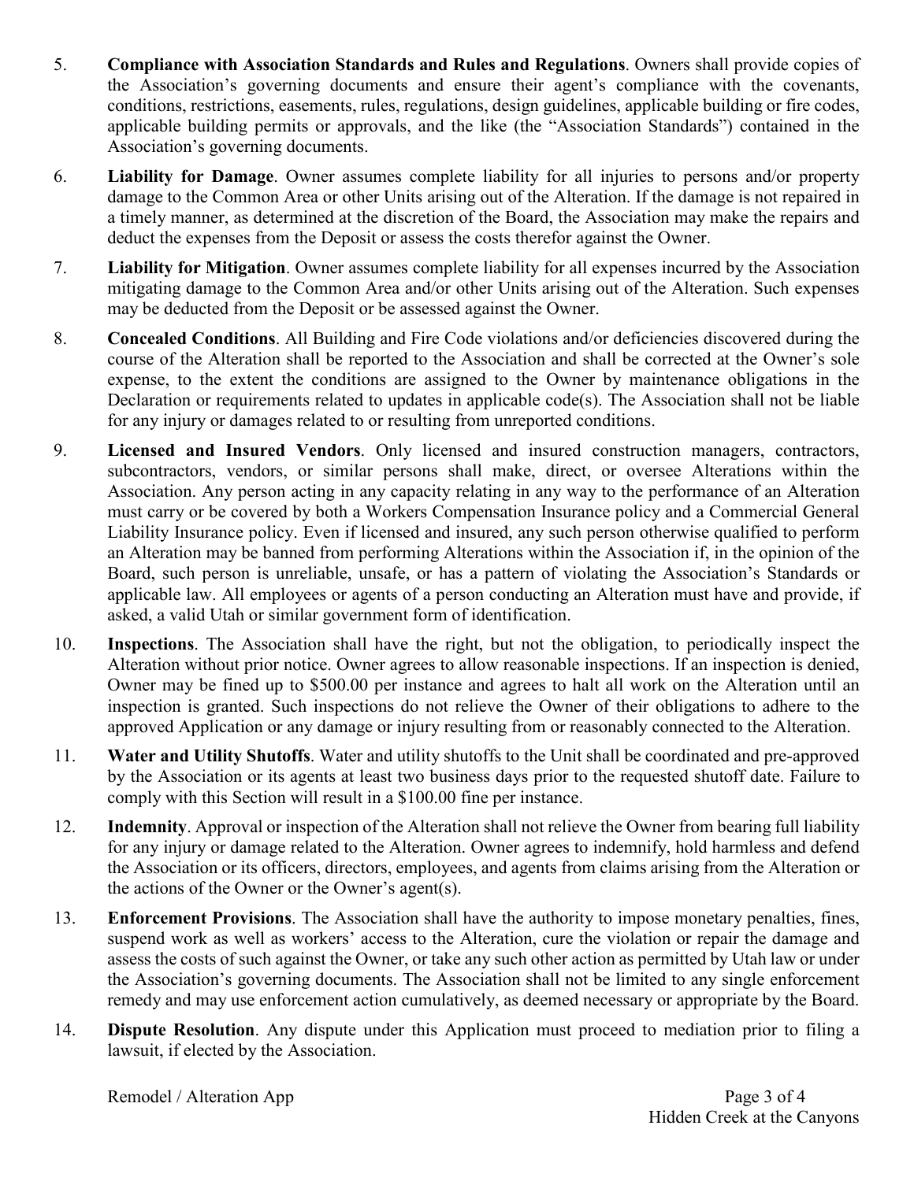5. **Compliance with Association Standards and Rules and Regulations**. Owners shall provide copies of the Association's governing documents and ensure their agent's compliance with the covenants, conditions, restrictions, easements, rules, regulations, design guidelines, applicable building or fire codes, applicable building permits or approvals, and the like (the "Association Standards") contained in the Association's governing documents.

6. **Liability for Damage**. Owner assumes complete liability for all injuries to persons and/or property damage to the Common Area or other Units arising out of the Alteration. If the damage is not repaired in a timely manner, as determined at the discretion of the Board, the Association may make the repairs and deduct the expenses from the Deposit or assess the costs therefor against the Owner.

7. **Liability for Mitigation**. Owner assumes complete liability for all expenses incurred by the Association mitigating damage to the Common Area and/or other Units arising out of the Alteration. Such expenses may be deducted from the Deposit or be assessed against the Owner.

8. **Concealed Conditions**. All Building and Fire Code violations and/or deficiencies discovered during the course of the Alteration shall be reported to the Association and shall be corrected at the Owner's sole expense, to the extent the conditions are assigned to the Owner by maintenance obligations in the Declaration or requirements related to updates in applicable code(s). The Association shall not be liable for any injury or damages related to or resulting from unreported conditions.

9. **Licensed and Insured Vendors**. Only licensed and insured construction managers, contractors, subcontractors, vendors, or similar persons shall make, direct, or oversee Alterations within the Association. Any person acting in any capacity relating in any way to the performance of an Alteration must carry or be covered by both a Workers Compensation Insurance policy and a Commercial General Liability Insurance policy. Even if licensed and insured, any such person otherwise qualified to perform an Alteration may be banned from performing Alterations within the Association if, in the opinion of the Board, such person is unreliable, unsafe, or has a pattern of violating the Association's Standards or applicable law. All employees or agents of a person conducting an Alteration must have and provide, if asked, a valid Utah or similar government form of identification.

10. **Inspections**. The Association shall have the right, but not the obligation, to periodically inspect the Alteration without prior notice. Owner agrees to allow reasonable inspections. If an inspection is denied, Owner may be fined up to $500.00 per instance and agrees to halt all work on the Alteration until an inspection is granted. Such inspections do not relieve the Owner of their obligations to adhere to the approved Application or any damage or injury resulting from or reasonably connected to the Alteration.

11. **Water and Utility Shutoffs**. Water and utility shutoffs to the Unit shall be coordinated and pre-approved by the Association or its agents at least two business days prior to the requested shutoff date. Failure to comply with this Section will result in a $100.00 fine per instance.

12. **Indemnity**. Approval or inspection of the Alteration shall not relieve the Owner from bearing full liability for any injury or damage related to the Alteration. Owner agrees to indemnify, hold harmless and defend the Association or its officers, directors, employees, and agents from claims arising from the Alteration or the actions of the Owner or the Owner's agent(s).

13. **Enforcement Provisions**. The Association shall have the authority to impose monetary penalties, fines, suspend work as well as workers' access to the Alteration, cure the violation or repair the damage and assess the costs of such against the Owner, or take any such other action as permitted by Utah law or under the Association's governing documents. The Association shall not be limited to any single enforcement remedy and may use enforcement action cumulatively, as deemed necessary or appropriate by the Board.

14. **Dispute Resolution**. Any dispute under this Application must proceed to mediation prior to filing a lawsuit, if elected by the Association.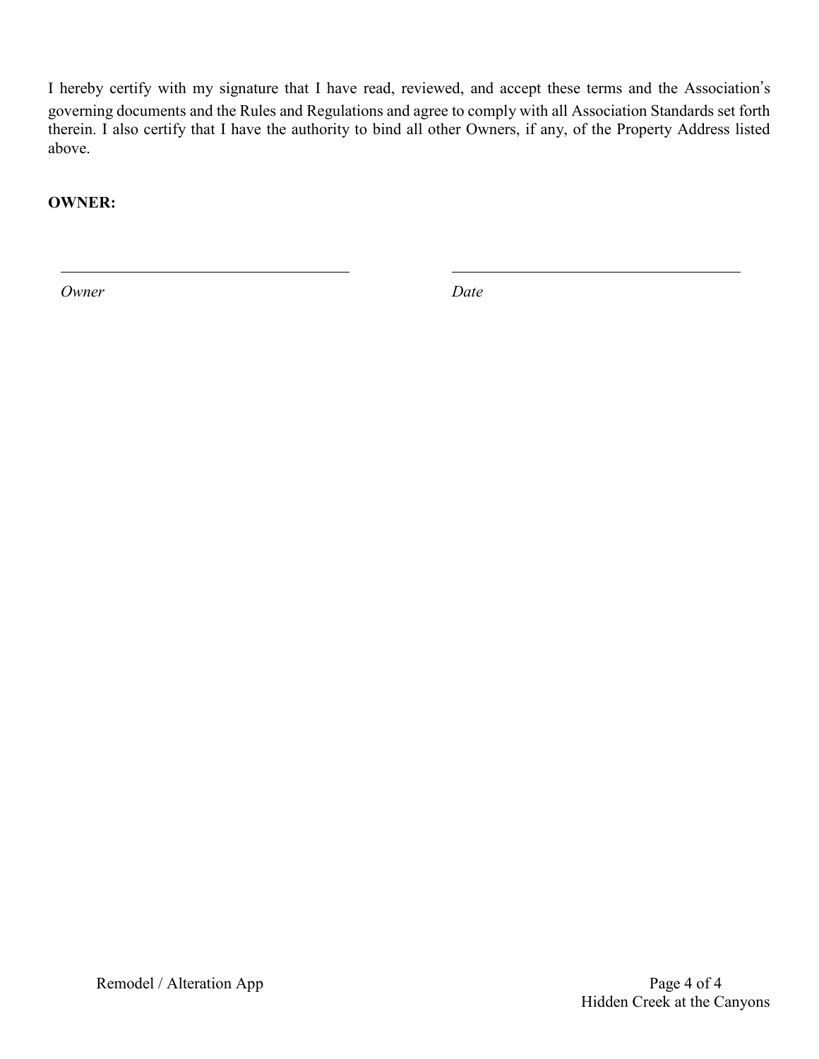I hereby certify with my signature that I have read, reviewed, and accept these terms and the Association's governing documents and the Rules and Regulations and agree to comply with all Association Standards set forth therein. I also certify that I have the authority to bind all other Owners, if any, of the Property Address listed above.

**OWNER:**

______________________________________ ______________________________________

*Owner* *Date*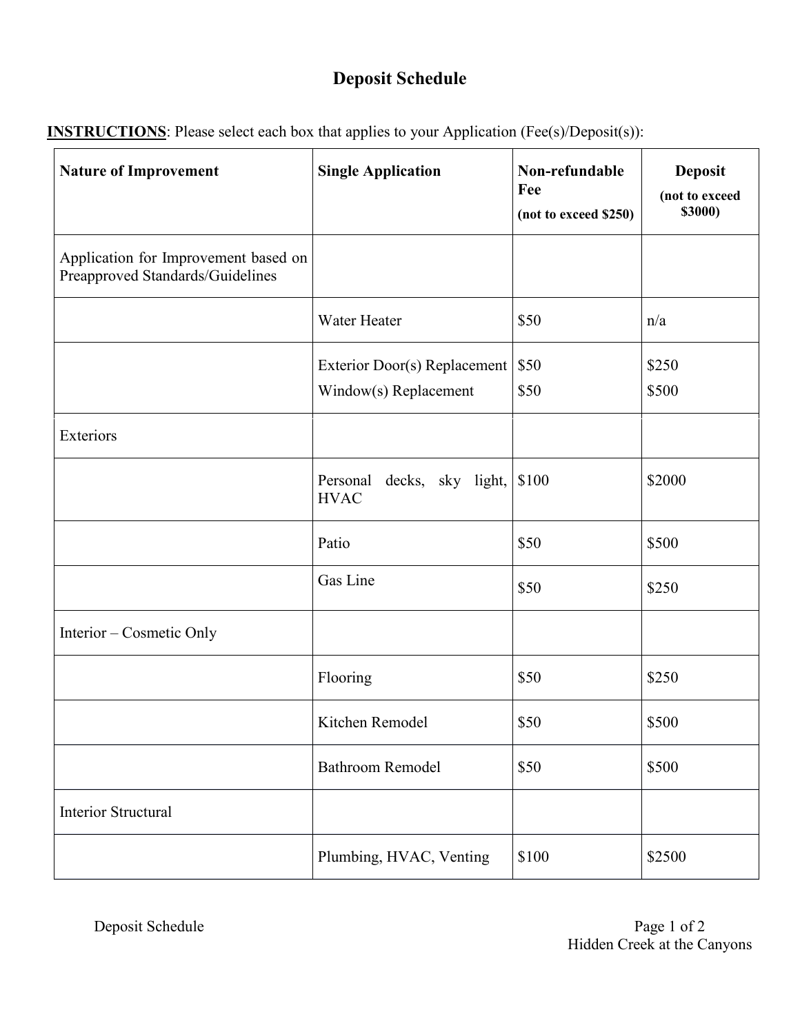# Deposit Schedule

**INSTRUCTIONS**: Please select each box that applies to your Application (Fee(s)/Deposit(s)):

| **Nature of Improvement** | **Single Application** | **Non-refundable Fee** (not to exceed $250) | **Deposit** (not to exceed $3000) |
|---|---|---|---|
| Application for Improvement based on Preapproved Standards/Guidelines | | | |
| | Water Heater | $50 | n/a |
| | Exterior Door(s) Replacement<br>Window(s) Replacement | $50<br>$50 | $250<br>$500 |
| Exteriors | | | |
| | Personal decks, sky light, HVAC | $100 | $2000 |
| | Patio | $50 | $500 |
| | Gas Line | $50 | $250 |
| Interior – Cosmetic Only | | | |
| | Flooring | $50 | $250 |
| | Kitchen Remodel | $50 | $500 |
| | Bathroom Remodel | $50 | $500 |
| Interior Structural | | | |
| | Plumbing, HVAC, Venting | $100 | $2500 |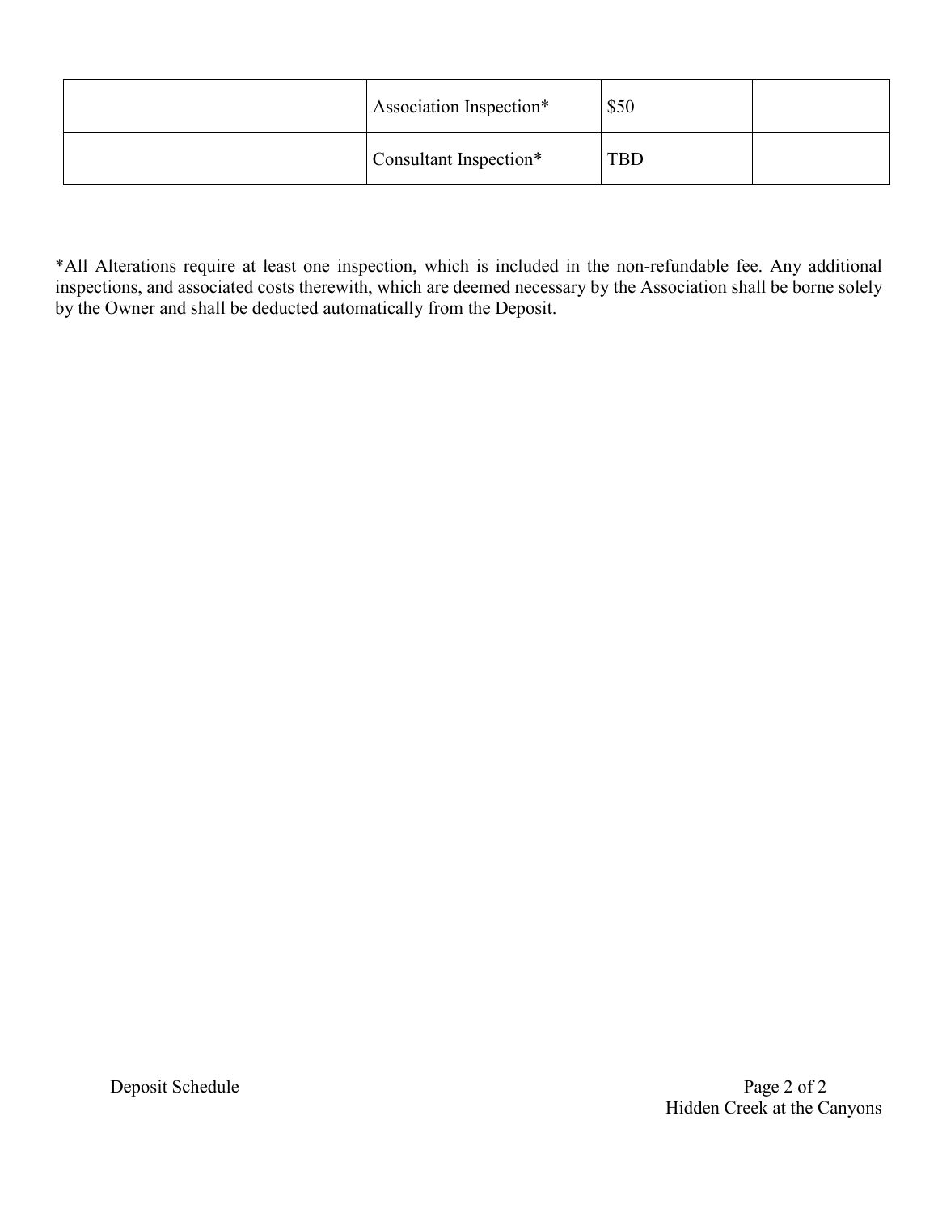| | | | |
|---|---|---|---|
| | Association Inspection* | $50 | |
| | Consultant Inspection* | TBD | |

*All Alterations require at least one inspection, which is included in the non-refundable fee. Any additional inspections, and associated costs therewith, which are deemed necessary by the Association shall be borne solely by the Owner and shall be deducted automatically from the Deposit.